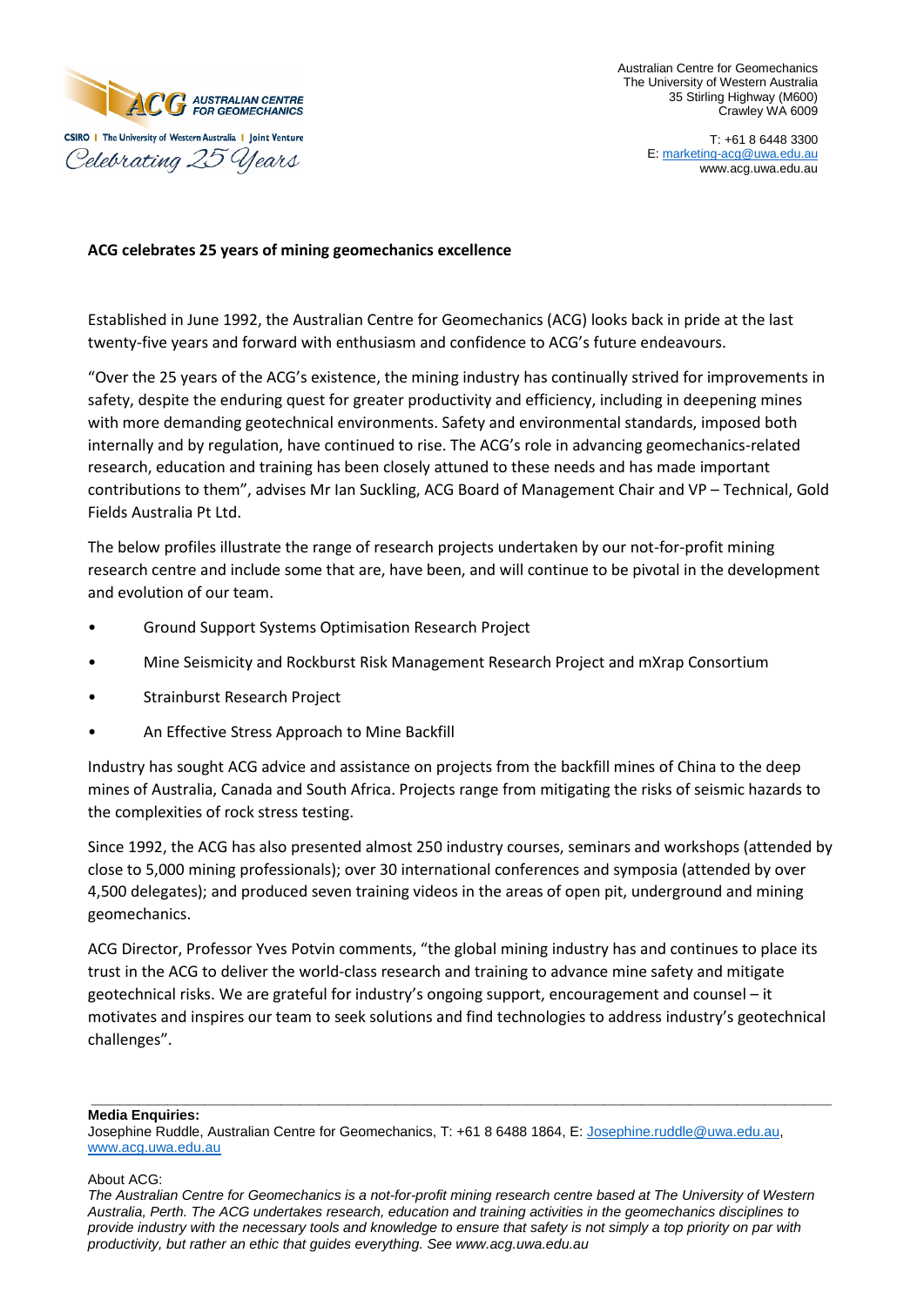ACG AUSTRALIAN CENTRE FOR GEOMECHANICS

CSIRO | The University of Western Australia | Joint Venture

*Celebrating 25 Years*

Australian Centre for Geomechanics
The University of Western Australia
35 Stirling Highway (M600)
Crawley WA 6009

T: +61 8 6448 3300
E: marketing-acg@uwa.edu.au
www.acg.uwa.edu.au

**ACG celebrates 25 years of mining geomechanics excellence**

Established in June 1992, the Australian Centre for Geomechanics (ACG) looks back in pride at the last twenty-five years and forward with enthusiasm and confidence to ACG's future endeavours.

"Over the 25 years of the ACG's existence, the mining industry has continually strived for improvements in safety, despite the enduring quest for greater productivity and efficiency, including in deepening mines with more demanding geotechnical environments. Safety and environmental standards, imposed both internally and by regulation, have continued to rise. The ACG's role in advancing geomechanics-related research, education and training has been closely attuned to these needs and has made important contributions to them", advises Mr Ian Suckling, ACG Board of Management Chair and VP – Technical, Gold Fields Australia Pt Ltd.

The below profiles illustrate the range of research projects undertaken by our not-for-profit mining research centre and include some that are, have been, and will continue to be pivotal in the development and evolution of our team.

- Ground Support Systems Optimisation Research Project
- Mine Seismicity and Rockburst Risk Management Research Project and mXrap Consortium
- Strainburst Research Project
- An Effective Stress Approach to Mine Backfill

Industry has sought ACG advice and assistance on projects from the backfill mines of China to the deep mines of Australia, Canada and South Africa. Projects range from mitigating the risks of seismic hazards to the complexities of rock stress testing.

Since 1992, the ACG has also presented almost 250 industry courses, seminars and workshops (attended by close to 5,000 mining professionals); over 30 international conferences and symposia (attended by over 4,500 delegates); and produced seven training videos in the areas of open pit, underground and mining geomechanics.

ACG Director, Professor Yves Potvin comments, "the global mining industry has and continues to place its trust in the ACG to deliver the world-class research and training to advance mine safety and mitigate geotechnical risks. We are grateful for industry's ongoing support, encouragement and counsel – it motivates and inspires our team to seek solutions and find technologies to address industry's geotechnical challenges".

---

**Media Enquiries:**
Josephine Ruddle, Australian Centre for Geomechanics, T: +61 8 6488 1864, E: Josephine.ruddle@uwa.edu.au, www.acg.uwa.edu.au

About ACG:
*The Australian Centre for Geomechanics is a not-for-profit mining research centre based at The University of Western Australia, Perth. The ACG undertakes research, education and training activities in the geomechanics disciplines to provide industry with the necessary tools and knowledge to ensure that safety is not simply a top priority on par with productivity, but rather an ethic that guides everything. See www.acg.uwa.edu.au*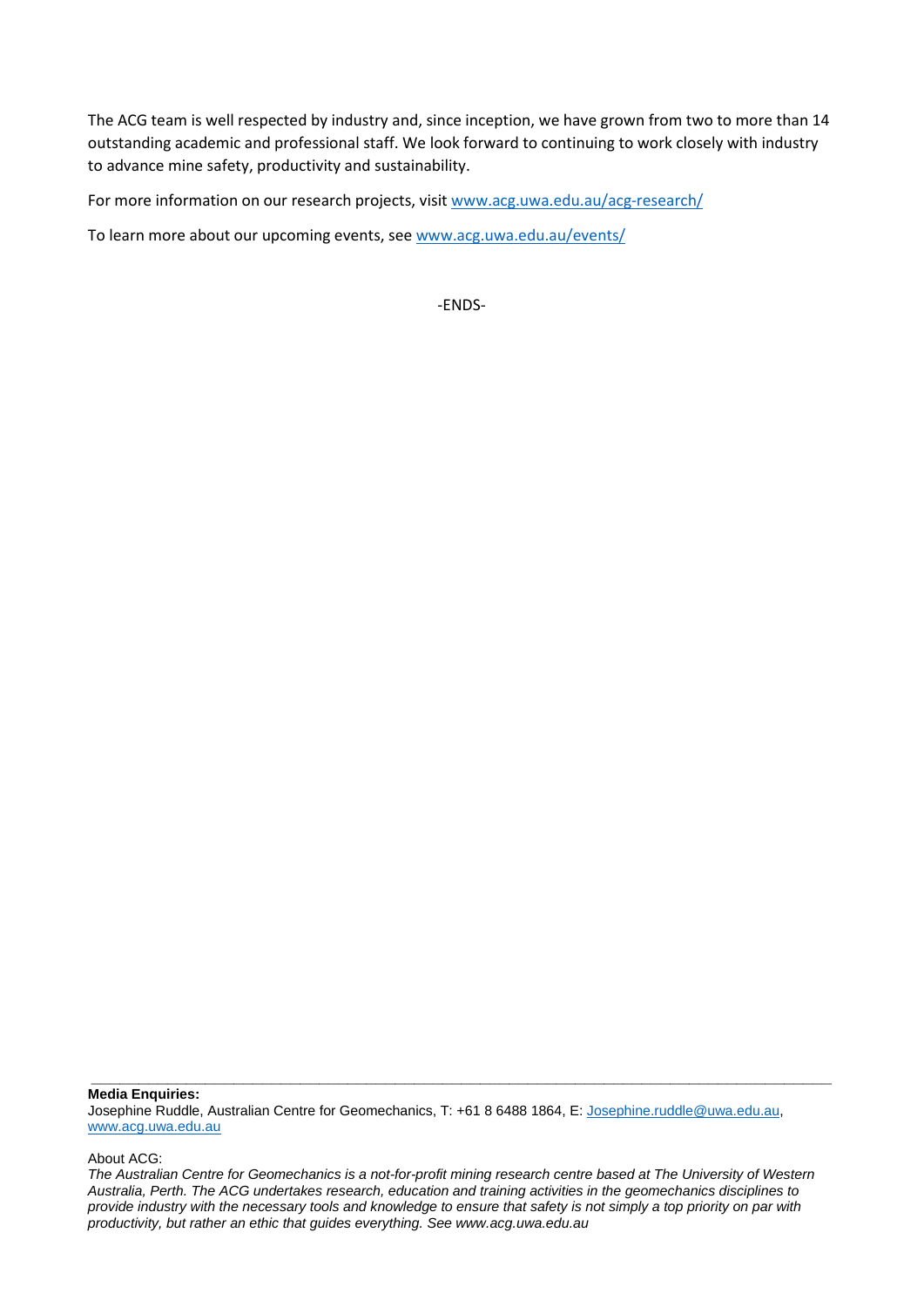The ACG team is well respected by industry and, since inception, we have grown from two to more than 14 outstanding academic and professional staff. We look forward to continuing to work closely with industry to advance mine safety, productivity and sustainability.

For more information on our research projects, visit www.acg.uwa.edu.au/acg-research/

To learn more about our upcoming events, see www.acg.uwa.edu.au/events/

-ENDS-

---

**Media Enquiries:**
Josephine Ruddle, Australian Centre for Geomechanics, T: +61 8 6488 1864, E: Josephine.ruddle@uwa.edu.au, www.acg.uwa.edu.au

About ACG:
*The Australian Centre for Geomechanics is a not-for-profit mining research centre based at The University of Western Australia, Perth. The ACG undertakes research, education and training activities in the geomechanics disciplines to provide industry with the necessary tools and knowledge to ensure that safety is not simply a top priority on par with productivity, but rather an ethic that guides everything. See www.acg.uwa.edu.au*